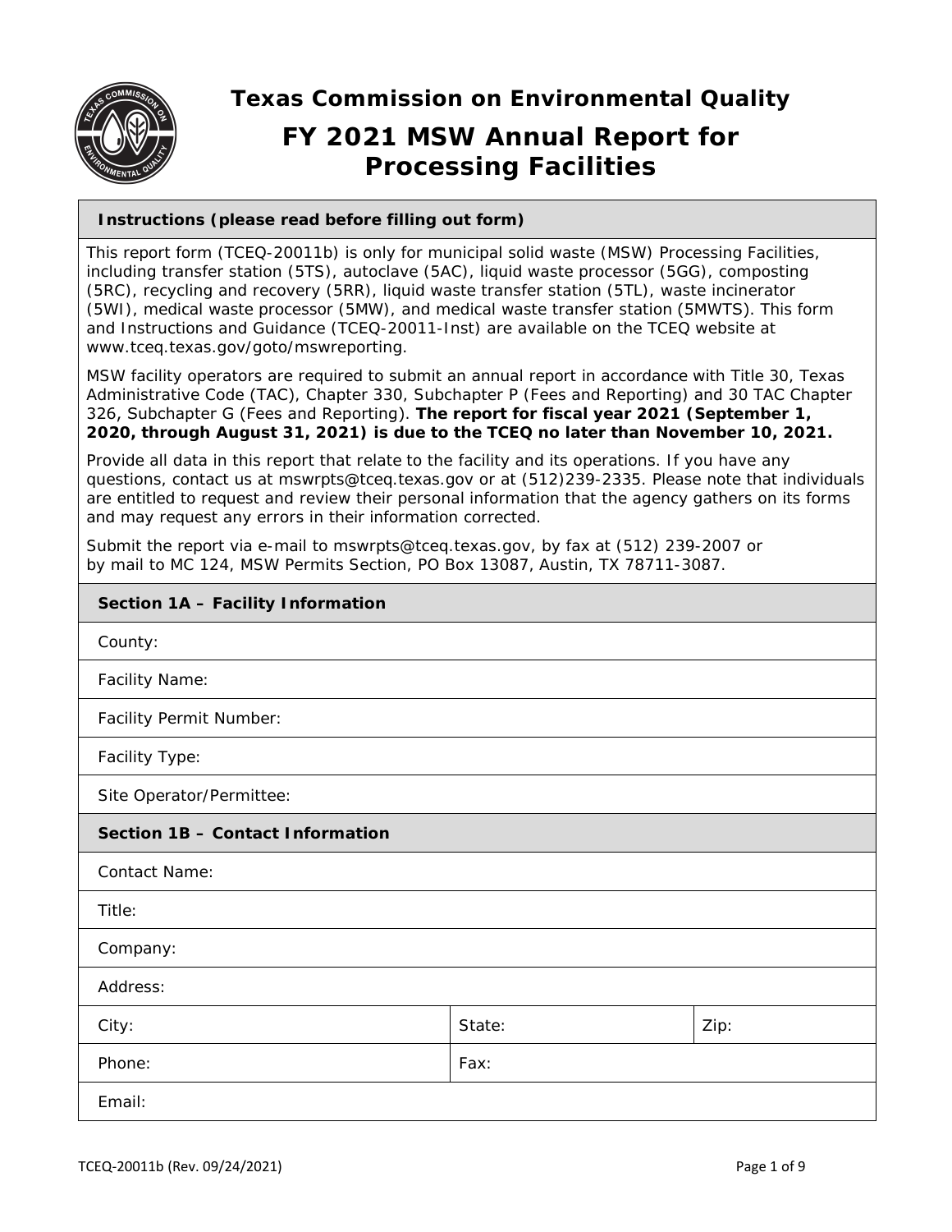# Texas Commission on Environmental Quality

## FY 2021 MSW Annual Report for Processing Facilities

| Instructions (please read before filling out form) |
|---|

This report form (TCEQ-20011b) is only for municipal solid waste (MSW) Processing Facilities, including transfer station (5TS), autoclave (5AC), liquid waste processor (5GG), composting (5RC), recycling and recovery (5RR), liquid waste transfer station (5TL), waste incinerator (5WI), medical waste processor (5MW), and medical waste transfer station (5MWTS). This form and Instructions and Guidance (TCEQ-20011-Inst) are available on the TCEQ website at www.tceq.texas.gov/goto/mswreporting.

MSW facility operators are required to submit an annual report in accordance with Title 30, Texas Administrative Code (TAC), Chapter 330, Subchapter P (Fees and Reporting) and 30 TAC Chapter 326, Subchapter G (Fees and Reporting). **The report for fiscal year 2021 (September 1, 2020, through August 31, 2021) is due to the TCEQ no later than November 10, 2021.**

Provide all data in this report that relate to the facility and its operations. If you have any questions, contact us at mswrpts@tceq.texas.gov or at (512)239-2335. Please note that individuals are entitled to request and review their personal information that the agency gathers on its forms and may request any errors in their information corrected.

Submit the report via e-mail to mswrpts@tceq.texas.gov, by fax at (512) 239-2007 or by mail to MC 124, MSW Permits Section, PO Box 13087, Austin, TX 78711-3087.

| Section 1A – Facility Information |
|---|
| County: |
| Facility Name: |
| Facility Permit Number: |
| Facility Type: |
| Site Operator/Permittee: |

| Section 1B – Contact Information | | |
|---|---|---|
| Contact Name: | | |
| Title: | | |
| Company: | | |
| Address: | | |
| City: | State: | Zip: |
| Phone: | Fax: | |
| Email: | | |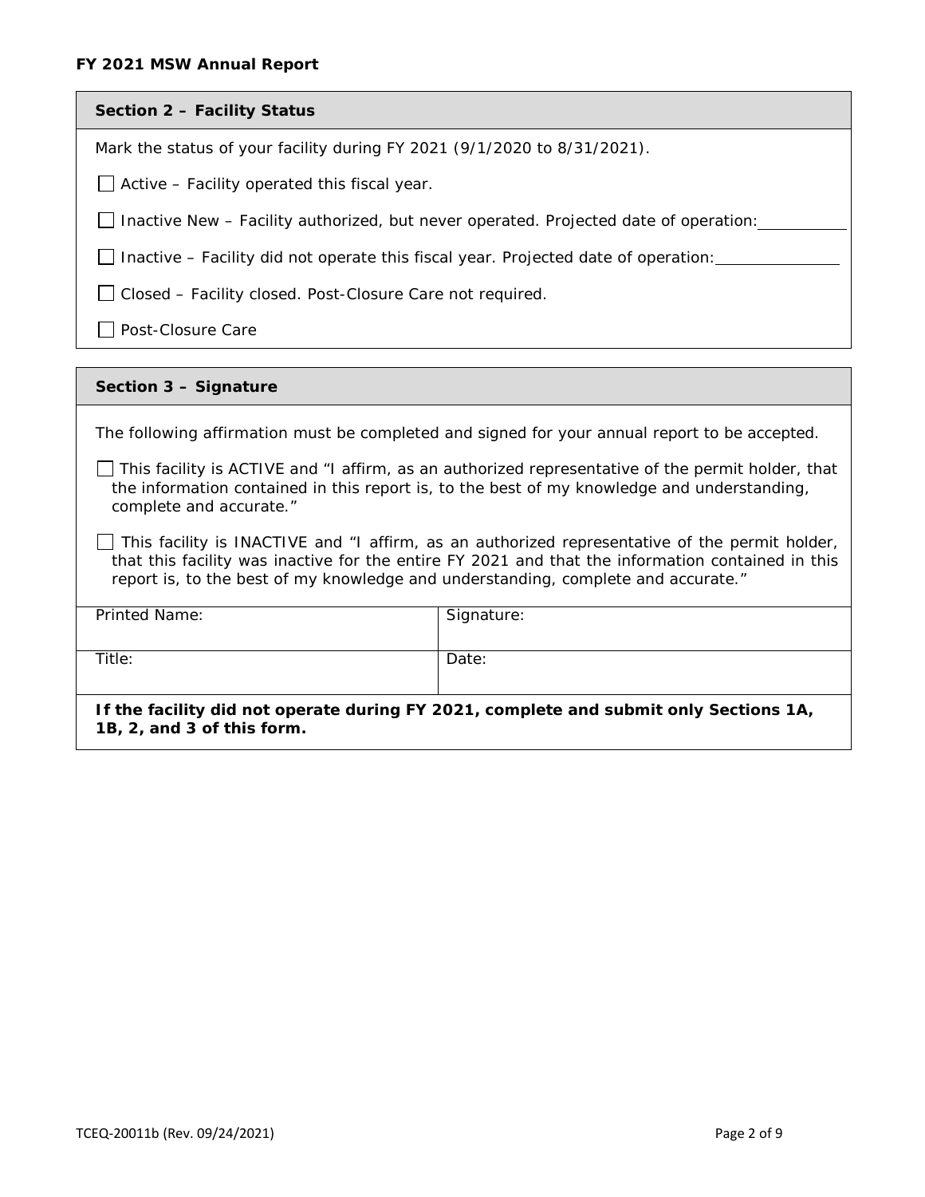## Section 2 – Facility Status

Mark the status of your facility during FY 2021 (9/1/2020 to 8/31/2021).

- ☐ Active – Facility operated this fiscal year.
- ☐ Inactive New – Facility authorized, but never operated. Projected date of operation: ___________
- ☐ Inactive – Facility did not operate this fiscal year. Projected date of operation: ___________
- ☐ Closed – Facility closed. Post-Closure Care not required.
- ☐ Post-Closure Care

## Section 3 – Signature

The following affirmation must be completed and signed for your annual report to be accepted.

☐ This facility is ACTIVE and "I affirm, as an authorized representative of the permit holder, that the information contained in this report is, to the best of my knowledge and understanding, complete and accurate."

☐ This facility is INACTIVE and "I affirm, as an authorized representative of the permit holder, that this facility was inactive for the entire FY 2021 and that the information contained in this report is, to the best of my knowledge and understanding, complete and accurate."

| Printed Name: | Signature: |
|---|---|
| Title: | Date: |

**If the facility did not operate during FY 2021, complete and submit only Sections 1A, 1B, 2, and 3 of this form.**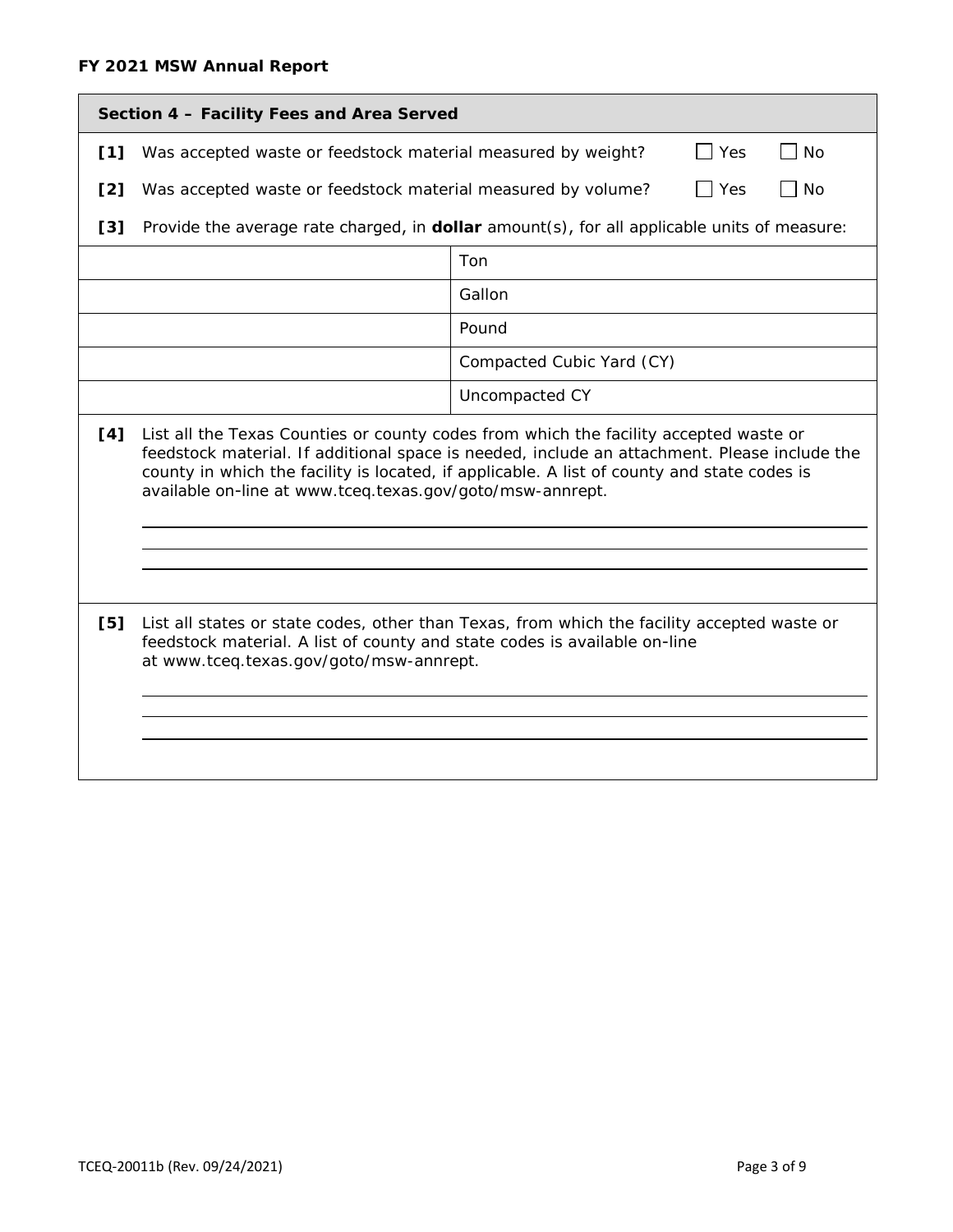**FY 2021 MSW Annual Report**

## Section 4 – Facility Fees and Area Served

**[1]** Was accepted waste or feedstock material measured by weight? ☐ Yes ☐ No

**[2]** Was accepted waste or feedstock material measured by volume? ☐ Yes ☐ No

**[3]** Provide the average rate charged, in **dollar** amount(s), for all applicable units of measure:

| Rate | Unit of Measure |
|---|---|
| | Ton |
| | Gallon |
| | Pound |
| | Compacted Cubic Yard (CY) |
| | Uncompacted CY |

**[4]** List all the Texas Counties or county codes from which the facility accepted waste or feedstock material. If additional space is needed, include an attachment. Please include the county in which the facility is located, if applicable. A list of county and state codes is available on-line at www.tceq.texas.gov/goto/msw-annrept.

______________________________________________

______________________________________________

______________________________________________

**[5]** List all states or state codes, other than Texas, from which the facility accepted waste or feedstock material. A list of county and state codes is available on-line at www.tceq.texas.gov/goto/msw-annrept.

______________________________________________

______________________________________________

______________________________________________

TCEQ-20011b (Rev. 09/24/2021)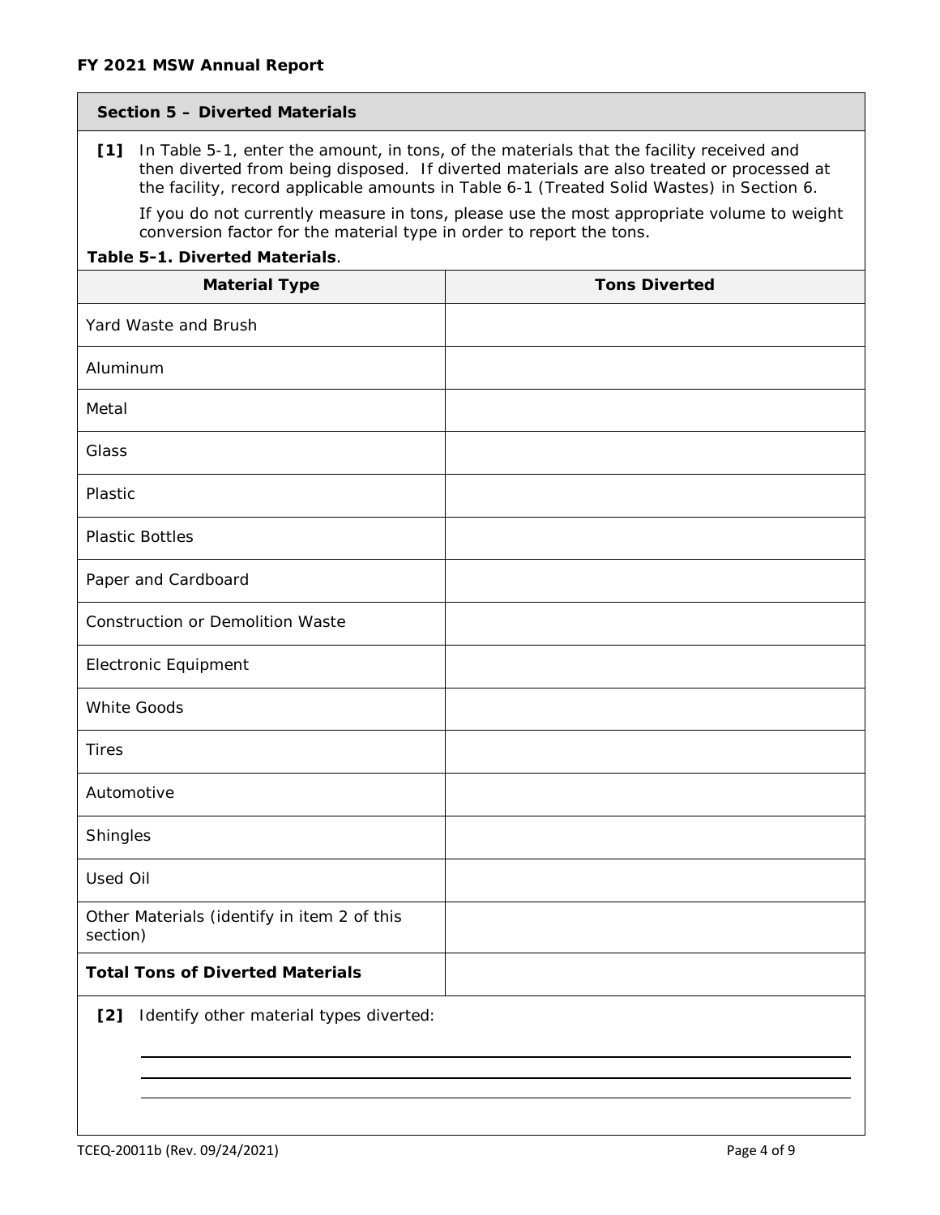## Section 5 – Diverted Materials

**[1]** In Table 5-1, enter the amount, in tons, of the materials that the facility received and then diverted from being disposed. If diverted materials are also treated or processed at the facility, record applicable amounts in Table 6-1 (Treated Solid Wastes) in Section 6.

If you do not currently measure in tons, please use the most appropriate volume to weight conversion factor for the material type in order to report the tons.

**Table 5-1. Diverted Materials**.

| Material Type | Tons Diverted |
|---|---|
| Yard Waste and Brush | |
| Aluminum | |
| Metal | |
| Glass | |
| Plastic | |
| Plastic Bottles | |
| Paper and Cardboard | |
| Construction or Demolition Waste | |
| Electronic Equipment | |
| White Goods | |
| Tires | |
| Automotive | |
| Shingles | |
| Used Oil | |
| Other Materials (identify in item 2 of this section) | |
| **Total Tons of Diverted Materials** | |

**[2]** Identify other material types diverted:

\_\_\_\_\_\_\_\_\_\_\_\_\_\_\_\_\_\_\_\_\_\_\_\_\_\_\_\_\_\_\_\_\_\_\_\_\_\_\_\_\_\_\_\_\_\_\_\_\_\_\_\_

\_\_\_\_\_\_\_\_\_\_\_\_\_\_\_\_\_\_\_\_\_\_\_\_\_\_\_\_\_\_\_\_\_\_\_\_\_\_\_\_\_\_\_\_\_\_\_\_\_\_\_\_

\_\_\_\_\_\_\_\_\_\_\_\_\_\_\_\_\_\_\_\_\_\_\_\_\_\_\_\_\_\_\_\_\_\_\_\_\_\_\_\_\_\_\_\_\_\_\_\_\_\_\_\_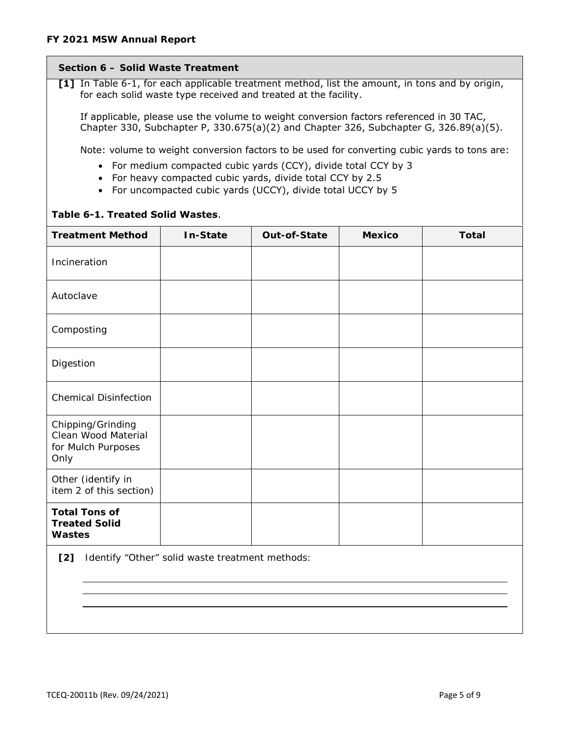## Section 6 – Solid Waste Treatment

**[1]** In Table 6-1, for each applicable treatment method, list the amount, in tons and by origin, for each solid waste type received and treated at the facility.

If applicable, please use the volume to weight conversion factors referenced in 30 TAC, Chapter 330, Subchapter P, 330.675(a)(2) and Chapter 326, Subchapter G, 326.89(a)(5).

Note: volume to weight conversion factors to be used for converting cubic yards to tons are:

- For medium compacted cubic yards (CCY), divide total CCY by 3
- For heavy compacted cubic yards, divide total CCY by 2.5
- For uncompacted cubic yards (UCCY), divide total UCCY by 5

**Table 6-1. Treated Solid Wastes**.

| Treatment Method | In-State | Out-of-State | Mexico | Total |
|---|---|---|---|---|
| Incineration | | | | |
| Autoclave | | | | |
| Composting | | | | |
| Digestion | | | | |
| Chemical Disinfection | | | | |
| Chipping/Grinding Clean Wood Material for Mulch Purposes Only | | | | |
| Other (identify in item 2 of this section) | | | | |
| **Total Tons of Treated Solid Wastes** | | | | |

**[2]** Identify "Other" solid waste treatment methods:

_______________________________________________

_______________________________________________

_______________________________________________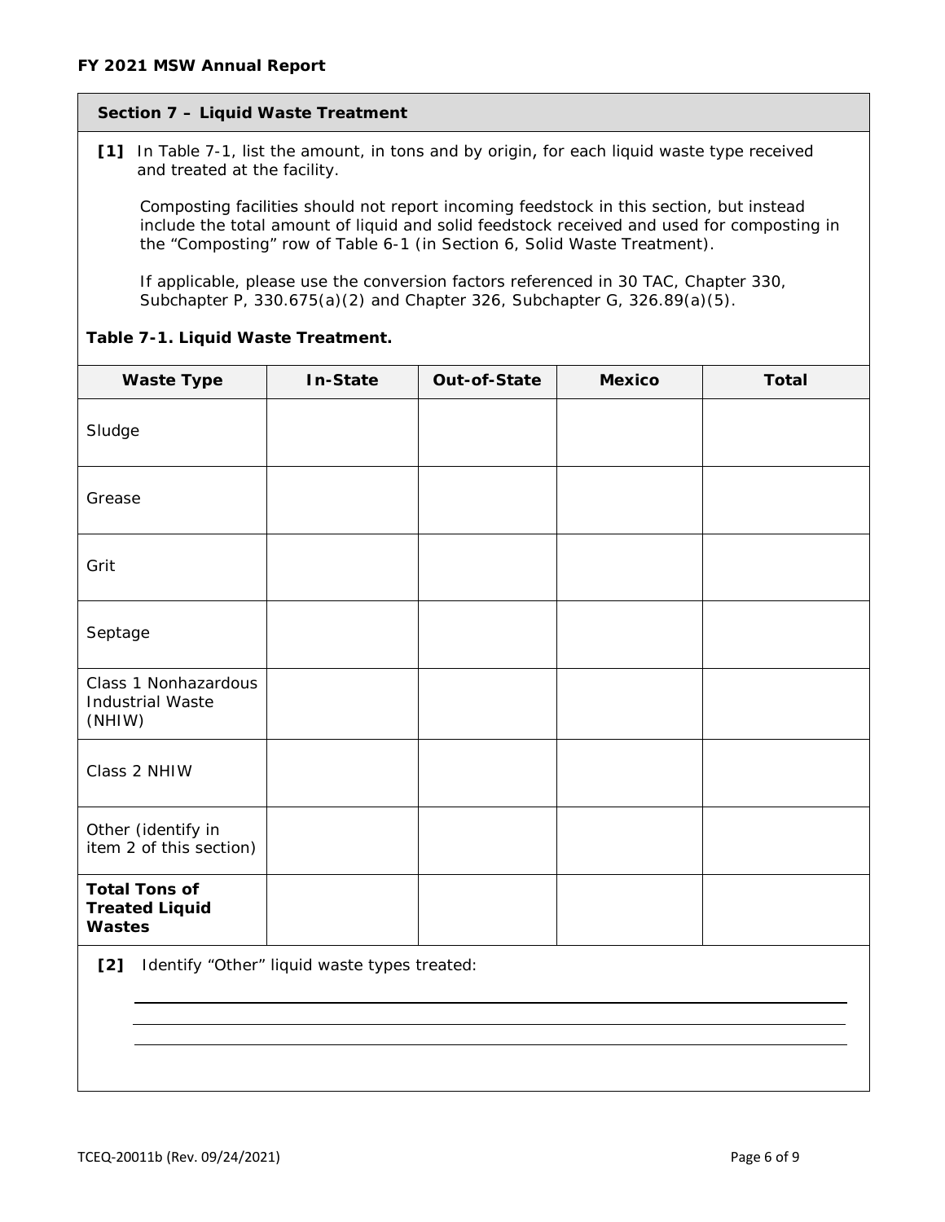**FY 2021 MSW Annual Report**

## Section 7 – Liquid Waste Treatment

**[1]** In Table 7-1, list the amount, in tons and by origin, for each liquid waste type received and treated at the facility.

Composting facilities should not report incoming feedstock in this section, but instead include the total amount of liquid and solid feedstock received and used for composting in the "Composting" row of Table 6-1 (in Section 6, Solid Waste Treatment).

If applicable, please use the conversion factors referenced in 30 TAC, Chapter 330, Subchapter P, 330.675(a)(2) and Chapter 326, Subchapter G, 326.89(a)(5).

**Table 7-1. Liquid Waste Treatment.**

| Waste Type | In-State | Out-of-State | Mexico | Total |
|---|---|---|---|---|
| Sludge | | | | |
| Grease | | | | |
| Grit | | | | |
| Septage | | | | |
| Class 1 Nonhazardous Industrial Waste (NHIW) | | | | |
| Class 2 NHIW | | | | |
| Other (identify in item 2 of this section) | | | | |
| **Total Tons of Treated Liquid Wastes** | | | | |

**[2]** Identify "Other" liquid waste types treated:

______________________________________________

______________________________________________

______________________________________________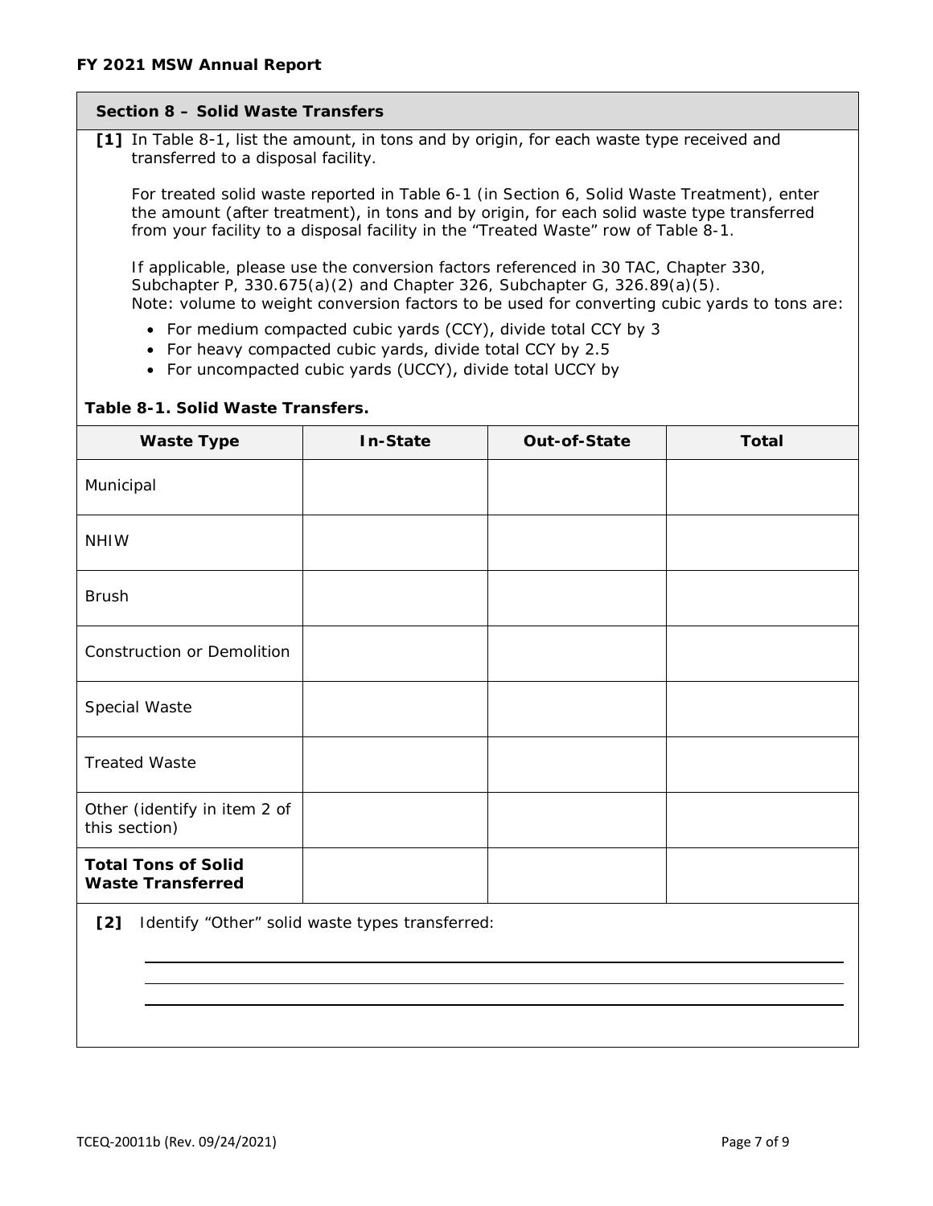**FY 2021 MSW Annual Report**

## Section 8 – Solid Waste Transfers

**[1]** In Table 8-1, list the amount, in tons and by origin, for each waste type received and transferred to a disposal facility.

For treated solid waste reported in Table 6-1 (in Section 6, Solid Waste Treatment), enter the amount (after treatment), in tons and by origin, for each solid waste type transferred from your facility to a disposal facility in the “Treated Waste” row of Table 8-1.

If applicable, please use the conversion factors referenced in 30 TAC, Chapter 330, Subchapter P, 330.675(a)(2) and Chapter 326, Subchapter G, 326.89(a)(5).
Note: volume to weight conversion factors to be used for converting cubic yards to tons are:

- For medium compacted cubic yards (CCY), divide total CCY by 3
- For heavy compacted cubic yards, divide total CCY by 2.5
- For uncompacted cubic yards (UCCY), divide total UCCY by

**Table 8-1. Solid Waste Transfers.**

| Waste Type | In-State | Out-of-State | Total |
|---|---|---|---|
| Municipal | | | |
| NHIW | | | |
| Brush | | | |
| Construction or Demolition | | | |
| Special Waste | | | |
| Treated Waste | | | |
| Other (identify in item 2 of this section) | | | |
| **Total Tons of Solid Waste Transferred** | | | |

**[2]** Identify “Other” solid waste types transferred:

\_\_\_\_\_\_\_\_\_\_\_\_\_\_\_\_\_\_\_\_\_\_\_\_\_\_\_\_\_\_\_\_\_\_\_\_\_\_\_\_\_\_\_\_\_\_\_\_\_\_\_\_\_\_\_\_\_\_\_\_

\_\_\_\_\_\_\_\_\_\_\_\_\_\_\_\_\_\_\_\_\_\_\_\_\_\_\_\_\_\_\_\_\_\_\_\_\_\_\_\_\_\_\_\_\_\_\_\_\_\_\_\_\_\_\_\_\_\_\_\_

\_\_\_\_\_\_\_\_\_\_\_\_\_\_\_\_\_\_\_\_\_\_\_\_\_\_\_\_\_\_\_\_\_\_\_\_\_\_\_\_\_\_\_\_\_\_\_\_\_\_\_\_\_\_\_\_\_\_\_\_

TCEQ-20011b (Rev. 09/24/2021)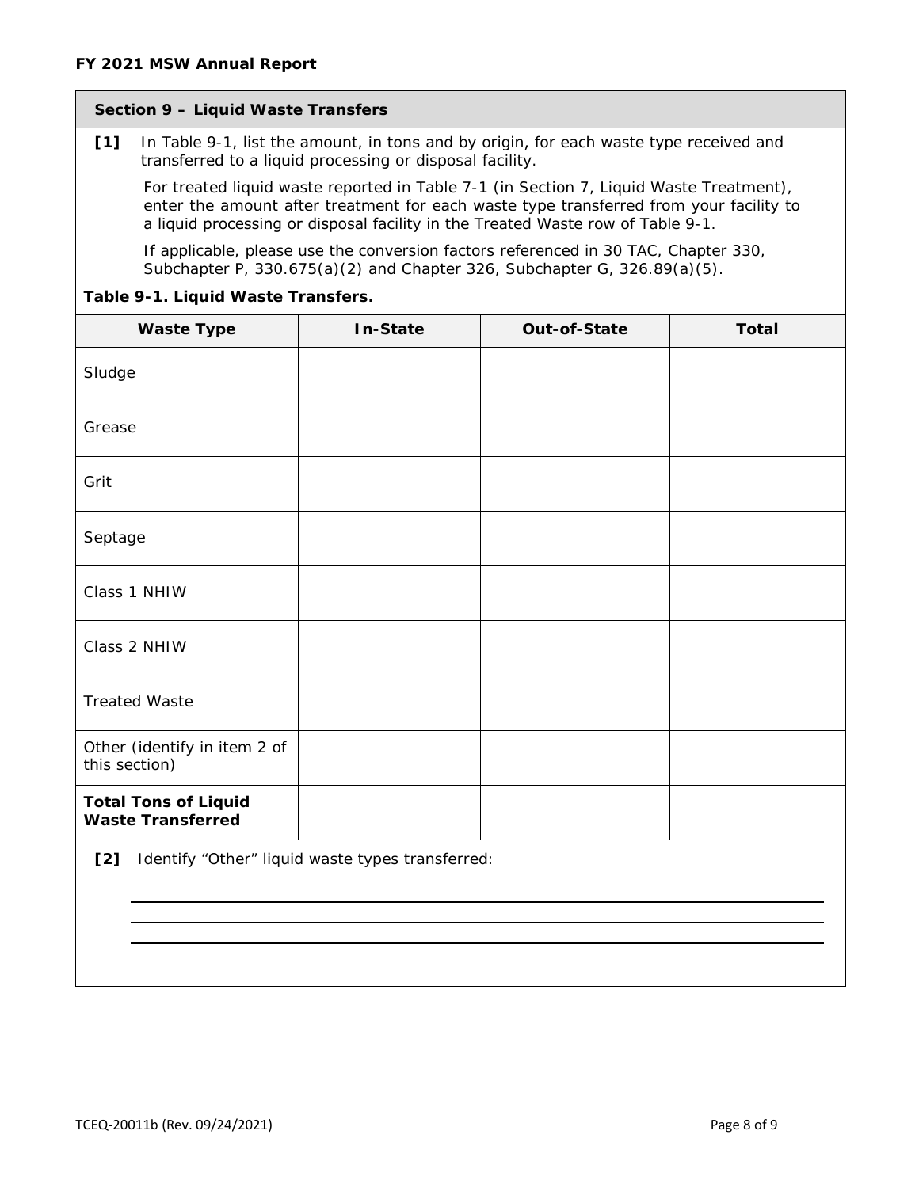## Section 9 – Liquid Waste Transfers

**[1]** In Table 9-1, list the amount, in tons and by origin, for each waste type received and transferred to a liquid processing or disposal facility.

For treated liquid waste reported in Table 7-1 (in Section 7, Liquid Waste Treatment), enter the amount after treatment for each waste type transferred from your facility to a liquid processing or disposal facility in the Treated Waste row of Table 9-1.

If applicable, please use the conversion factors referenced in 30 TAC, Chapter 330, Subchapter P, 330.675(a)(2) and Chapter 326, Subchapter G, 326.89(a)(5).

**Table 9-1. Liquid Waste Transfers.**

| Waste Type | In-State | Out-of-State | Total |
|---|---|---|---|
| Sludge | | | |
| Grease | | | |
| Grit | | | |
| Septage | | | |
| Class 1 NHIW | | | |
| Class 2 NHIW | | | |
| Treated Waste | | | |
| Other (identify in item 2 of this section) | | | |
| **Total Tons of Liquid Waste Transferred** | | | |

**[2]** Identify "Other" liquid waste types transferred:

______________________________________________

______________________________________________

______________________________________________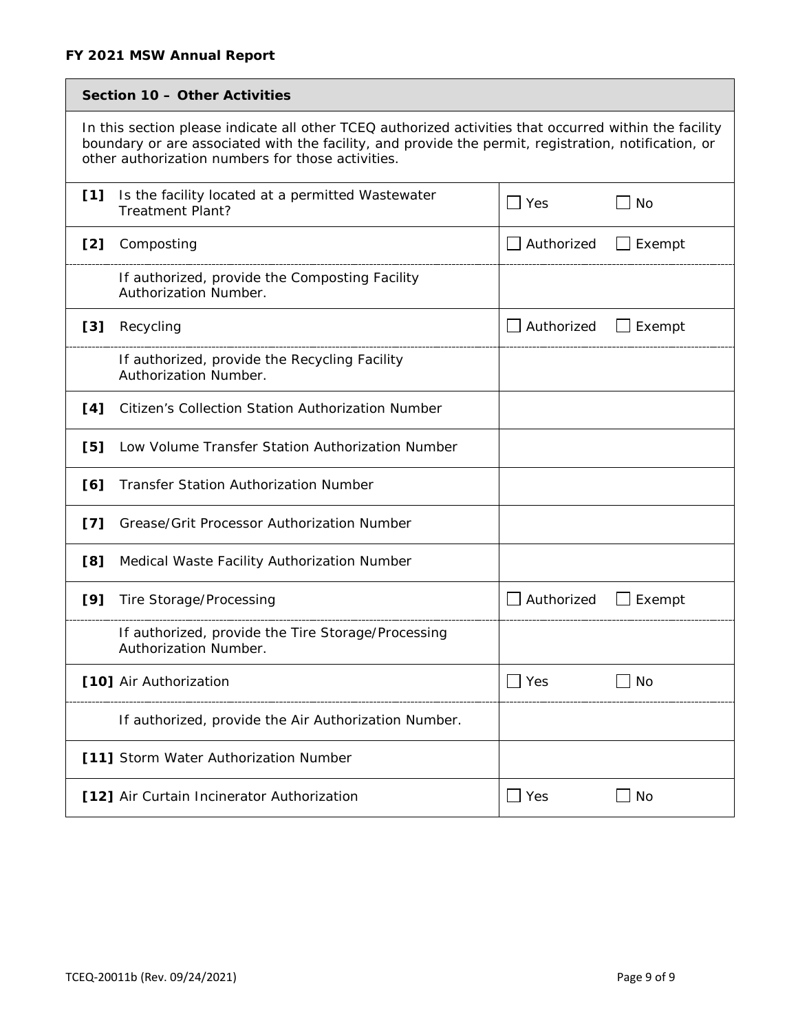**FY 2021 MSW Annual Report**

| **Section 10 – Other Activities** | |
|---|---|
| In this section please indicate all other TCEQ authorized activities that occurred within the facility boundary or are associated with the facility, and provide the permit, registration, notification, or other authorization numbers for those activities. | |
| **[1]** Is the facility located at a permitted Wastewater Treatment Plant? | ☐ Yes ☐ No |
| **[2]** Composting | ☐ Authorized ☐ Exempt |
| If authorized, provide the Composting Facility Authorization Number. | |
| **[3]** Recycling | ☐ Authorized ☐ Exempt |
| If authorized, provide the Recycling Facility Authorization Number. | |
| **[4]** Citizen's Collection Station Authorization Number | |
| **[5]** Low Volume Transfer Station Authorization Number | |
| **[6]** Transfer Station Authorization Number | |
| **[7]** Grease/Grit Processor Authorization Number | |
| **[8]** Medical Waste Facility Authorization Number | |
| **[9]** Tire Storage/Processing | ☐ Authorized ☐ Exempt |
| If authorized, provide the Tire Storage/Processing Authorization Number. | |
| **[10]** Air Authorization | ☐ Yes ☐ No |
| If authorized, provide the Air Authorization Number. | |
| **[11]** Storm Water Authorization Number | |
| **[12]** Air Curtain Incinerator Authorization | ☐ Yes ☐ No |

TCEQ-20011b (Rev. 09/24/2021)